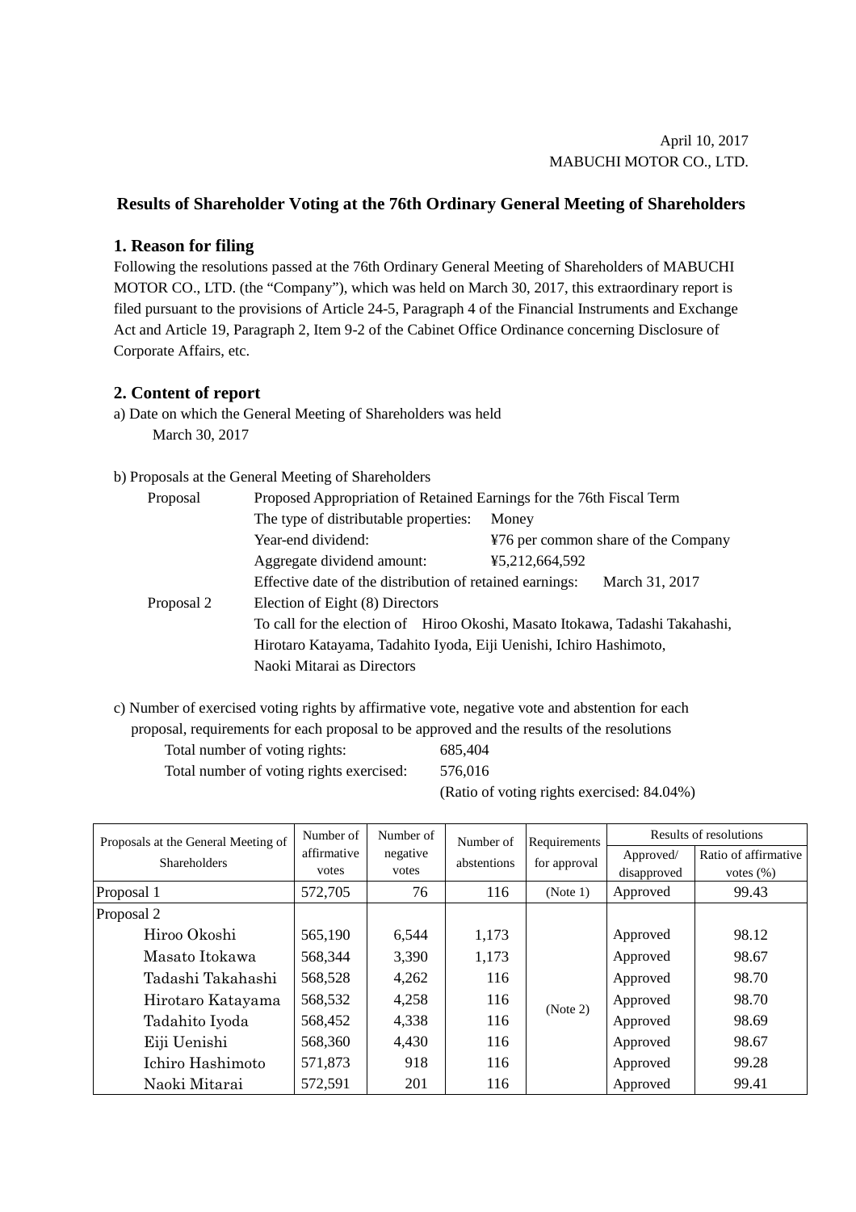April 10, 2017

MABUCHI MOTOR CO., LTD.

# Results of Shareholder Voting at the 76th Ordinary General Meeting of Shareholders

## 1. Reason for filing

Following the resolutions passed at the 76th Ordinary General Meeting of Shareholders of MABUCHI MOTOR CO., LTD. (the “Company”), which was held on March 30, 2017, this extraordinary report is filed pursuant to the provisions of Article 24-5, Paragraph 4 of the Financial Instruments and Exchange Act and Article 19, Paragraph 2, Item 9-2 of the Cabinet Office Ordinance concerning Disclosure of Corporate Affairs, etc.

## 2. Content of report

a) Date on which the General Meeting of Shareholders was held

March 30, 2017

b) Proposals at the General Meeting of Shareholders

Proposal — Proposed Appropriation of Retained Earnings for the 76th Fiscal Term

- The type of distributable properties: Money
- Year-end dividend: ¥76 per common share of the Company
- Aggregate dividend amount: ¥5,212,664,592
- Effective date of the distribution of retained earnings: March 31, 2017

Proposal 2 — Election of Eight (8) Directors

To call for the election of Hiroo Okoshi, Masato Itokawa, Tadashi Takahashi, Hirotaro Katayama, Tadahito Iyoda, Eiji Uenishi, Ichiro Hashimoto, Naoki Mitarai as Directors

c) Number of exercised voting rights by affirmative vote, negative vote and abstention for each proposal, requirements for each proposal to be approved and the results of the resolutions

Total number of voting rights: 685,404

Total number of voting rights exercised: 576,016

(Ratio of voting rights exercised: 84.04%)

| Proposals at the General Meeting of Shareholders | Number of affirmative votes | Number of negative votes | Number of abstentions | Requirements for approval | Results of resolutions | |
|---|---|---|---|---|---|---|
| | | | | | Approved/ disapproved | Ratio of affirmative votes (%) |
| Proposal 1 | 572,705 | 76 | 116 | (Note 1) | Approved | 99.43 |
| Proposal 2 | | | | | | |
| Hiroo Okoshi | 565,190 | 6,544 | 1,173 | (Note 2) | Approved | 98.12 |
| Masato Itokawa | 568,344 | 3,390 | 1,173 | | Approved | 98.67 |
| Tadashi Takahashi | 568,528 | 4,262 | 116 | | Approved | 98.70 |
| Hirotaro Katayama | 568,532 | 4,258 | 116 | | Approved | 98.70 |
| Tadahito Iyoda | 568,452 | 4,338 | 116 | | Approved | 98.69 |
| Eiji Uenishi | 568,360 | 4,430 | 116 | | Approved | 98.67 |
| Ichiro Hashimoto | 571,873 | 918 | 116 | | Approved | 99.28 |
| Naoki Mitarai | 572,591 | 201 | 116 | | Approved | 99.41 |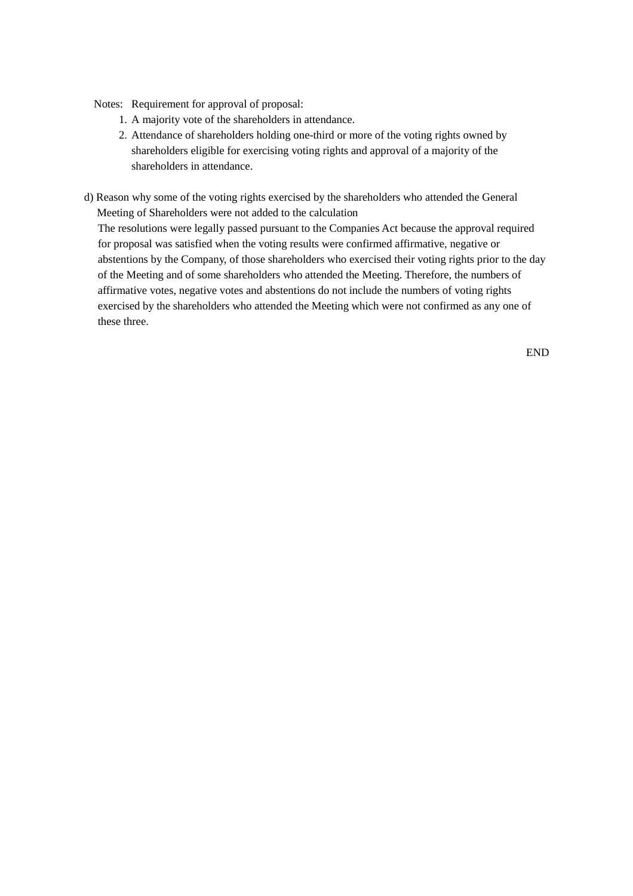Notes: Requirement for approval of proposal:

1. A majority vote of the shareholders in attendance.
2. Attendance of shareholders holding one-third or more of the voting rights owned by shareholders eligible for exercising voting rights and approval of a majority of the shareholders in attendance.

d) Reason why some of the voting rights exercised by the shareholders who attended the General Meeting of Shareholders were not added to the calculation

The resolutions were legally passed pursuant to the Companies Act because the approval required for proposal was satisfied when the voting results were confirmed affirmative, negative or abstentions by the Company, of those shareholders who exercised their voting rights prior to the day of the Meeting and of some shareholders who attended the Meeting. Therefore, the numbers of affirmative votes, negative votes and abstentions do not include the numbers of voting rights exercised by the shareholders who attended the Meeting which were not confirmed as any one of these three.

END